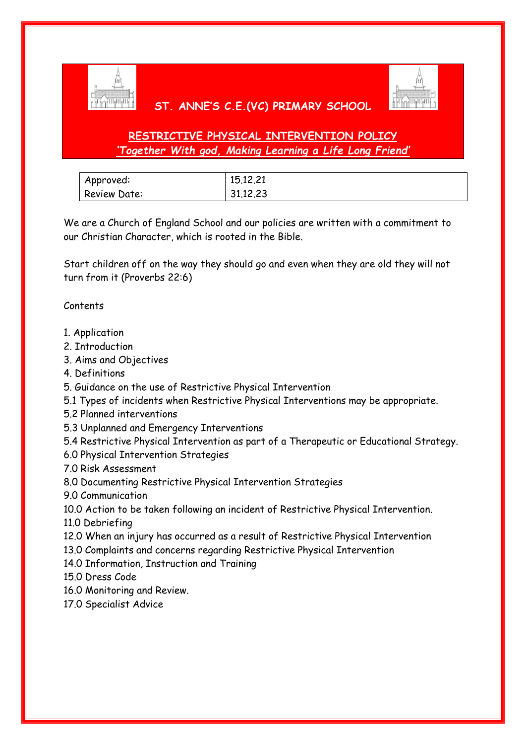# ST. ANNE'S C.E.(VC) PRIMARY SCHOOL

## RESTRICTIVE PHYSICAL INTERVENTION POLICY

***'Together With god, Making Learning a Life Long Friend'***

| Approved: | 15.12.21 |
|---|---|
| Review Date: | 31.12.23 |

We are a Church of England School and our policies are written with a commitment to our Christian Character, which is rooted in the Bible.

Start children off on the way they should go and even when they are old they will not turn from it (Proverbs 22:6)

Contents

1. Application
2. Introduction
3. Aims and Objectives
4. Definitions
5. Guidance on the use of Restrictive Physical Intervention

5.1 Types of incidents when Restrictive Physical Interventions may be appropriate.
5.2 Planned interventions
5.3 Unplanned and Emergency Interventions
5.4 Restrictive Physical Intervention as part of a Therapeutic or Educational Strategy.
6.0 Physical Intervention Strategies
7.0 Risk Assessment
8.0 Documenting Restrictive Physical Intervention Strategies
9.0 Communication
10.0 Action to be taken following an incident of Restrictive Physical Intervention.
11.0 Debriefing
12.0 When an injury has occurred as a result of Restrictive Physical Intervention
13.0 Complaints and concerns regarding Restrictive Physical Intervention
14.0 Information, Instruction and Training
15.0 Dress Code
16.0 Monitoring and Review.
17.0 Specialist Advice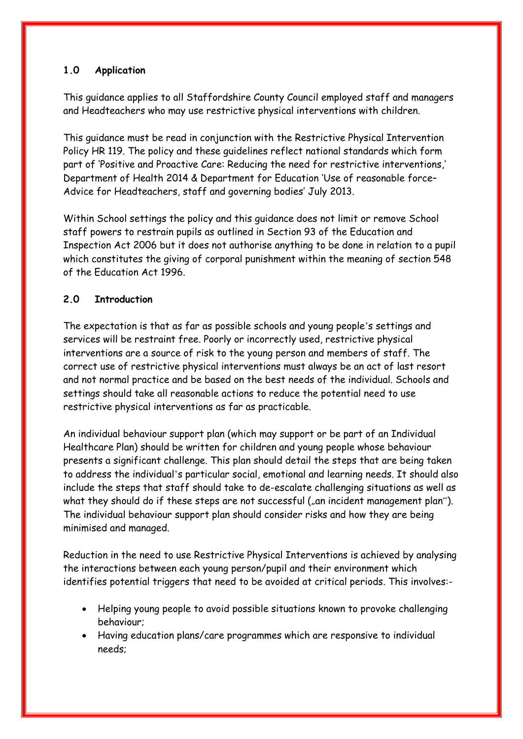## 1.0 Application

This guidance applies to all Staffordshire County Council employed staff and managers and Headteachers who may use restrictive physical interventions with children.

This guidance must be read in conjunction with the Restrictive Physical Intervention Policy HR 119. The policy and these guidelines reflect national standards which form part of 'Positive and Proactive Care: Reducing the need for restrictive interventions,' Department of Health 2014 & Department for Education 'Use of reasonable force– Advice for Headteachers, staff and governing bodies' July 2013.

Within School settings the policy and this guidance does not limit or remove School staff powers to restrain pupils as outlined in Section 93 of the Education and Inspection Act 2006 but it does not authorise anything to be done in relation to a pupil which constitutes the giving of corporal punishment within the meaning of section 548 of the Education Act 1996.

## 2.0 Introduction

The expectation is that as far as possible schools and young people's settings and services will be restraint free. Poorly or incorrectly used, restrictive physical interventions are a source of risk to the young person and members of staff. The correct use of restrictive physical interventions must always be an act of last resort and not normal practice and be based on the best needs of the individual. Schools and settings should take all reasonable actions to reduce the potential need to use restrictive physical interventions as far as practicable.

An individual behaviour support plan (which may support or be part of an Individual Healthcare Plan) should be written for children and young people whose behaviour presents a significant challenge. This plan should detail the steps that are being taken to address the individual's particular social, emotional and learning needs. It should also include the steps that staff should take to de-escalate challenging situations as well as what they should do if these steps are not successful („an incident management plan"). The individual behaviour support plan should consider risks and how they are being minimised and managed.

Reduction in the need to use Restrictive Physical Interventions is achieved by analysing the interactions between each young person/pupil and their environment which identifies potential triggers that need to be avoided at critical periods. This involves:-

- Helping young people to avoid possible situations known to provoke challenging behaviour;
- Having education plans/care programmes which are responsive to individual needs;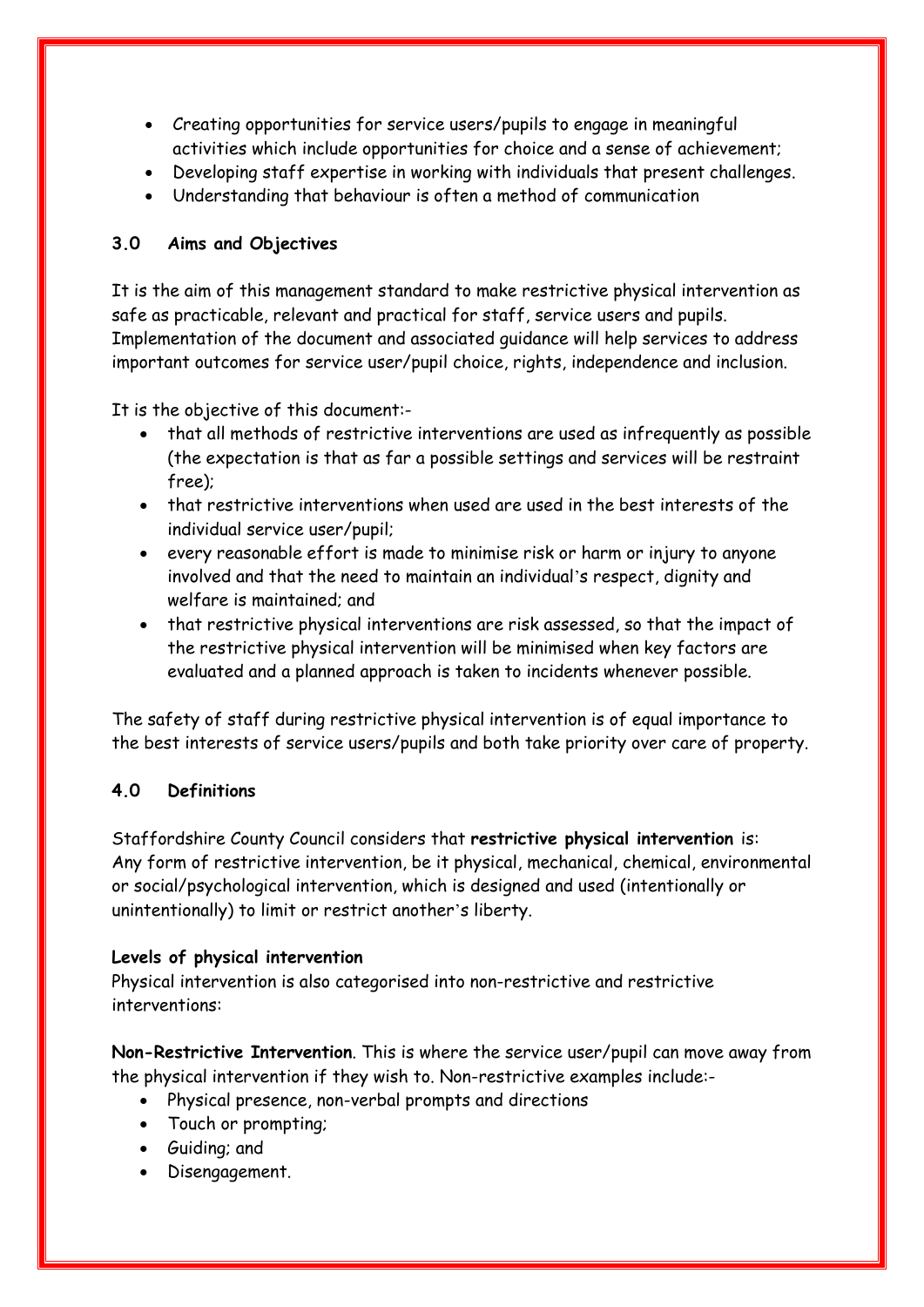- Creating opportunities for service users/pupils to engage in meaningful activities which include opportunities for choice and a sense of achievement;
- Developing staff expertise in working with individuals that present challenges.
- Understanding that behaviour is often a method of communication

## 3.0 Aims and Objectives

It is the aim of this management standard to make restrictive physical intervention as safe as practicable, relevant and practical for staff, service users and pupils. Implementation of the document and associated guidance will help services to address important outcomes for service user/pupil choice, rights, independence and inclusion.

It is the objective of this document:-

- that all methods of restrictive interventions are used as infrequently as possible (the expectation is that as far a possible settings and services will be restraint free);
- that restrictive interventions when used are used in the best interests of the individual service user/pupil;
- every reasonable effort is made to minimise risk or harm or injury to anyone involved and that the need to maintain an individual's respect, dignity and welfare is maintained; and
- that restrictive physical interventions are risk assessed, so that the impact of the restrictive physical intervention will be minimised when key factors are evaluated and a planned approach is taken to incidents whenever possible.

The safety of staff during restrictive physical intervention is of equal importance to the best interests of service users/pupils and both take priority over care of property.

## 4.0 Definitions

Staffordshire County Council considers that **restrictive physical intervention** is: Any form of restrictive intervention, be it physical, mechanical, chemical, environmental or social/psychological intervention, which is designed and used (intentionally or unintentionally) to limit or restrict another's liberty.

**Levels of physical intervention**

Physical intervention is also categorised into non-restrictive and restrictive interventions:

**Non-Restrictive Intervention**. This is where the service user/pupil can move away from the physical intervention if they wish to. Non-restrictive examples include:-

- Physical presence, non-verbal prompts and directions
- Touch or prompting;
- Guiding; and
- Disengagement.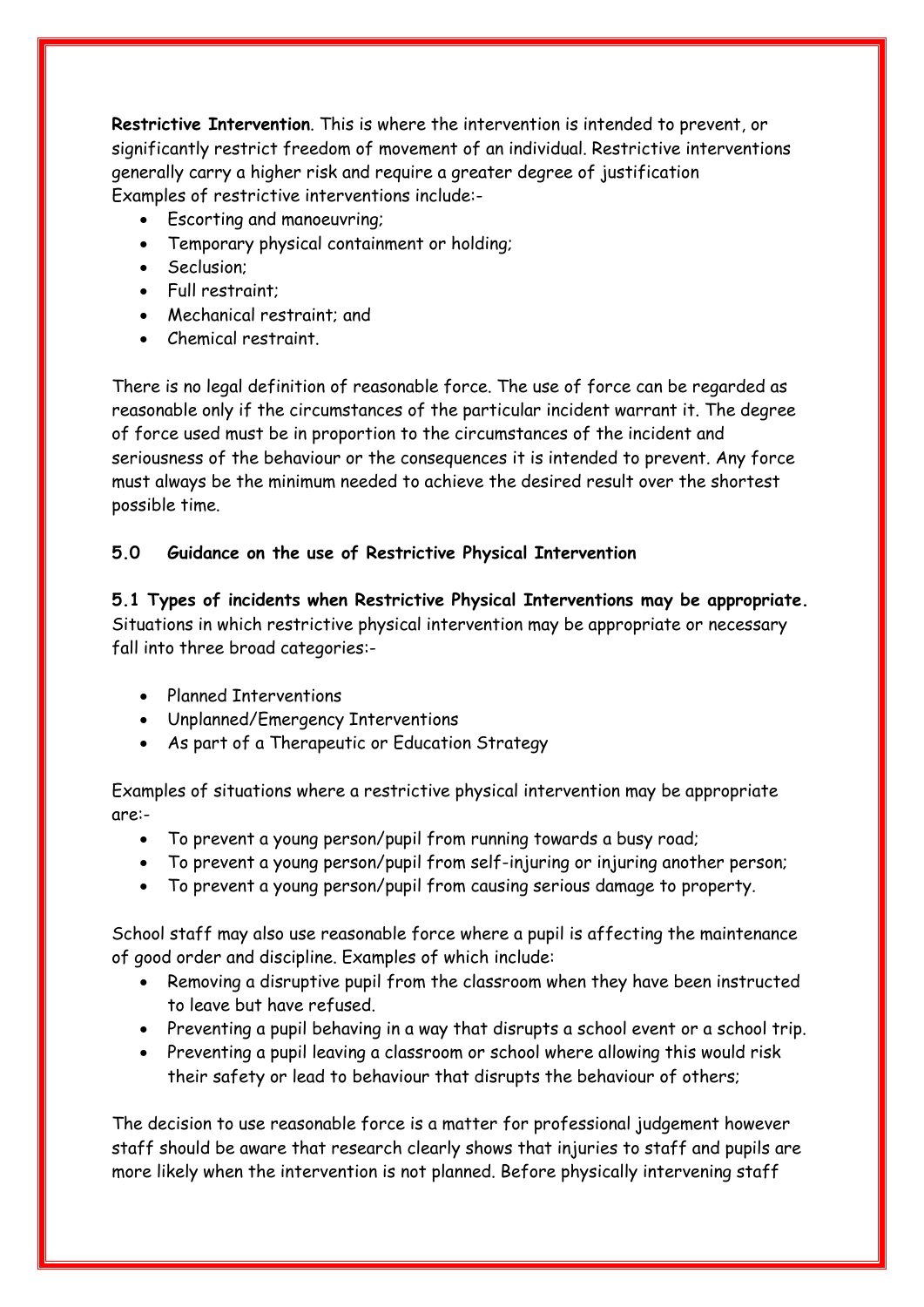**Restrictive Intervention**. This is where the intervention is intended to prevent, or significantly restrict freedom of movement of an individual. Restrictive interventions generally carry a higher risk and require a greater degree of justification
Examples of restrictive interventions include:-

- Escorting and manoeuvring;
- Temporary physical containment or holding;
- Seclusion;
- Full restraint;
- Mechanical restraint; and
- Chemical restraint.

There is no legal definition of reasonable force. The use of force can be regarded as reasonable only if the circumstances of the particular incident warrant it. The degree of force used must be in proportion to the circumstances of the incident and seriousness of the behaviour or the consequences it is intended to prevent. Any force must always be the minimum needed to achieve the desired result over the shortest possible time.

## 5.0 Guidance on the use of Restrictive Physical Intervention

**5.1 Types of incidents when Restrictive Physical Interventions may be appropriate.**
Situations in which restrictive physical intervention may be appropriate or necessary fall into three broad categories:-

- Planned Interventions
- Unplanned/Emergency Interventions
- As part of a Therapeutic or Education Strategy

Examples of situations where a restrictive physical intervention may be appropriate are:-

- To prevent a young person/pupil from running towards a busy road;
- To prevent a young person/pupil from self-injuring or injuring another person;
- To prevent a young person/pupil from causing serious damage to property.

School staff may also use reasonable force where a pupil is affecting the maintenance of good order and discipline. Examples of which include:

- Removing a disruptive pupil from the classroom when they have been instructed to leave but have refused.
- Preventing a pupil behaving in a way that disrupts a school event or a school trip.
- Preventing a pupil leaving a classroom or school where allowing this would risk their safety or lead to behaviour that disrupts the behaviour of others;

The decision to use reasonable force is a matter for professional judgement however staff should be aware that research clearly shows that injuries to staff and pupils are more likely when the intervention is not planned. Before physically intervening staff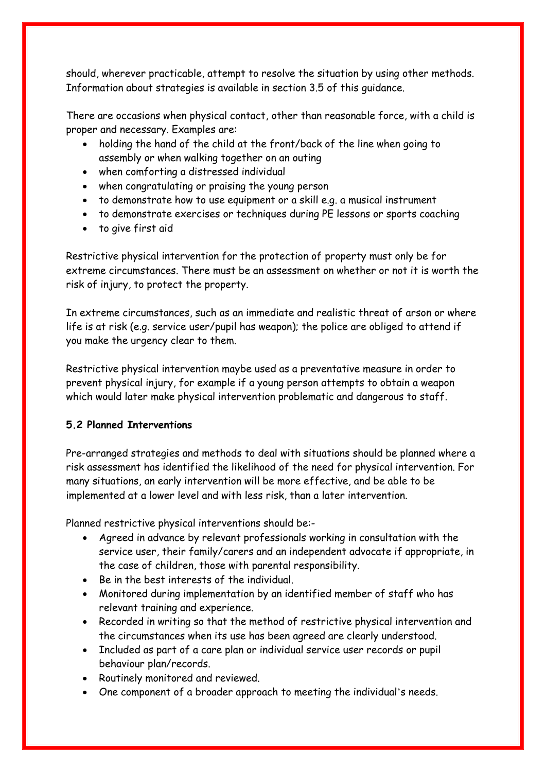should, wherever practicable, attempt to resolve the situation by using other methods. Information about strategies is available in section 3.5 of this guidance.

There are occasions when physical contact, other than reasonable force, with a child is proper and necessary. Examples are:

- holding the hand of the child at the front/back of the line when going to assembly or when walking together on an outing
- when comforting a distressed individual
- when congratulating or praising the young person
- to demonstrate how to use equipment or a skill e.g. a musical instrument
- to demonstrate exercises or techniques during PE lessons or sports coaching
- to give first aid

Restrictive physical intervention for the protection of property must only be for extreme circumstances. There must be an assessment on whether or not it is worth the risk of injury, to protect the property.

In extreme circumstances, such as an immediate and realistic threat of arson or where life is at risk (e.g. service user/pupil has weapon); the police are obliged to attend if you make the urgency clear to them.

Restrictive physical intervention maybe used as a preventative measure in order to prevent physical injury, for example if a young person attempts to obtain a weapon which would later make physical intervention problematic and dangerous to staff.

**5.2 Planned Interventions**

Pre-arranged strategies and methods to deal with situations should be planned where a risk assessment has identified the likelihood of the need for physical intervention. For many situations, an early intervention will be more effective, and be able to be implemented at a lower level and with less risk, than a later intervention.

Planned restrictive physical interventions should be:-

- Agreed in advance by relevant professionals working in consultation with the service user, their family/carers and an independent advocate if appropriate, in the case of children, those with parental responsibility.
- Be in the best interests of the individual.
- Monitored during implementation by an identified member of staff who has relevant training and experience.
- Recorded in writing so that the method of restrictive physical intervention and the circumstances when its use has been agreed are clearly understood.
- Included as part of a care plan or individual service user records or pupil behaviour plan/records.
- Routinely monitored and reviewed.
- One component of a broader approach to meeting the individual's needs.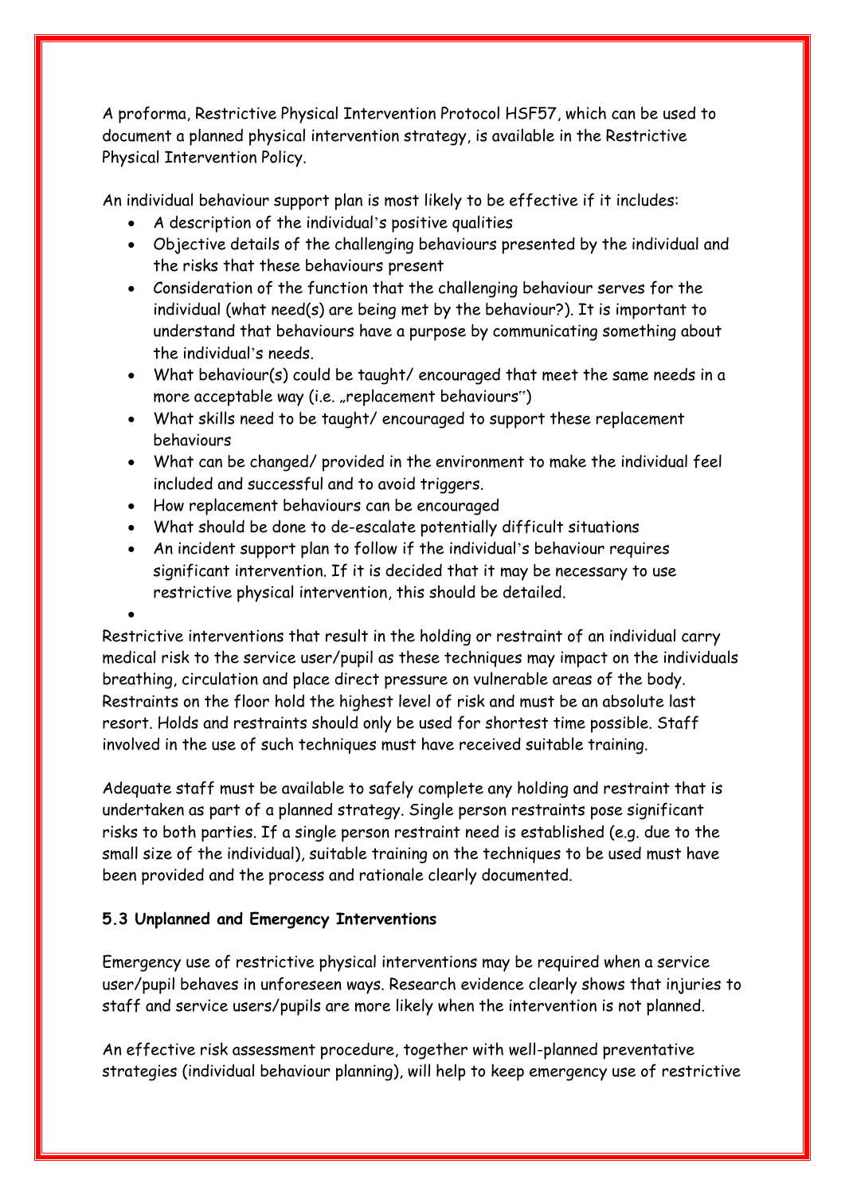A proforma, Restrictive Physical Intervention Protocol HSF57, which can be used to document a planned physical intervention strategy, is available in the Restrictive Physical Intervention Policy.

An individual behaviour support plan is most likely to be effective if it includes:

- A description of the individual's positive qualities
- Objective details of the challenging behaviours presented by the individual and the risks that these behaviours present
- Consideration of the function that the challenging behaviour serves for the individual (what need(s) are being met by the behaviour?). It is important to understand that behaviours have a purpose by communicating something about the individual's needs.
- What behaviour(s) could be taught/ encouraged that meet the same needs in a more acceptable way (i.e. „replacement behaviours")
- What skills need to be taught/ encouraged to support these replacement behaviours
- What can be changed/ provided in the environment to make the individual feel included and successful and to avoid triggers.
- How replacement behaviours can be encouraged
- What should be done to de-escalate potentially difficult situations
- An incident support plan to follow if the individual's behaviour requires significant intervention. If it is decided that it may be necessary to use restrictive physical intervention, this should be detailed.

Restrictive interventions that result in the holding or restraint of an individual carry medical risk to the service user/pupil as these techniques may impact on the individuals breathing, circulation and place direct pressure on vulnerable areas of the body. Restraints on the floor hold the highest level of risk and must be an absolute last resort. Holds and restraints should only be used for shortest time possible. Staff involved in the use of such techniques must have received suitable training.

Adequate staff must be available to safely complete any holding and restraint that is undertaken as part of a planned strategy. Single person restraints pose significant risks to both parties. If a single person restraint need is established (e.g. due to the small size of the individual), suitable training on the techniques to be used must have been provided and the process and rationale clearly documented.

**5.3 Unplanned and Emergency Interventions**

Emergency use of restrictive physical interventions may be required when a service user/pupil behaves in unforeseen ways. Research evidence clearly shows that injuries to staff and service users/pupils are more likely when the intervention is not planned.

An effective risk assessment procedure, together with well-planned preventative strategies (individual behaviour planning), will help to keep emergency use of restrictive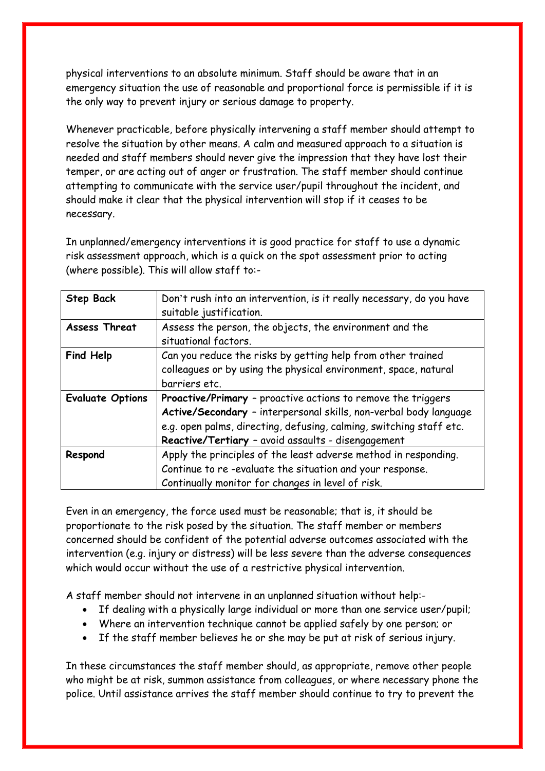physical interventions to an absolute minimum. Staff should be aware that in an emergency situation the use of reasonable and proportional force is permissible if it is the only way to prevent injury or serious damage to property.

Whenever practicable, before physically intervening a staff member should attempt to resolve the situation by other means. A calm and measured approach to a situation is needed and staff members should never give the impression that they have lost their temper, or are acting out of anger or frustration. The staff member should continue attempting to communicate with the service user/pupil throughout the incident, and should make it clear that the physical intervention will stop if it ceases to be necessary.

In unplanned/emergency interventions it is good practice for staff to use a dynamic risk assessment approach, which is a quick on the spot assessment prior to acting (where possible). This will allow staff to:-

| | |
|---|---|
| **Step Back** | Don't rush into an intervention, is it really necessary, do you have suitable justification. |
| **Assess Threat** | Assess the person, the objects, the environment and the situational factors. |
| **Find Help** | Can you reduce the risks by getting help from other trained colleagues or by using the physical environment, space, natural barriers etc. |
| **Evaluate Options** | **Proactive/Primary** – proactive actions to remove the triggers<br>**Active/Secondary** – interpersonal skills, non-verbal body language e.g. open palms, directing, defusing, calming, switching staff etc.<br>**Reactive/Tertiary** – avoid assaults - disengagement |
| **Respond** | Apply the principles of the least adverse method in responding. Continue to re -evaluate the situation and your response. Continually monitor for changes in level of risk. |

Even in an emergency, the force used must be reasonable; that is, it should be proportionate to the risk posed by the situation. The staff member or members concerned should be confident of the potential adverse outcomes associated with the intervention (e.g. injury or distress) will be less severe than the adverse consequences which would occur without the use of a restrictive physical intervention.

A staff member should not intervene in an unplanned situation without help:-

- If dealing with a physically large individual or more than one service user/pupil;
- Where an intervention technique cannot be applied safely by one person; or
- If the staff member believes he or she may be put at risk of serious injury.

In these circumstances the staff member should, as appropriate, remove other people who might be at risk, summon assistance from colleagues, or where necessary phone the police. Until assistance arrives the staff member should continue to try to prevent the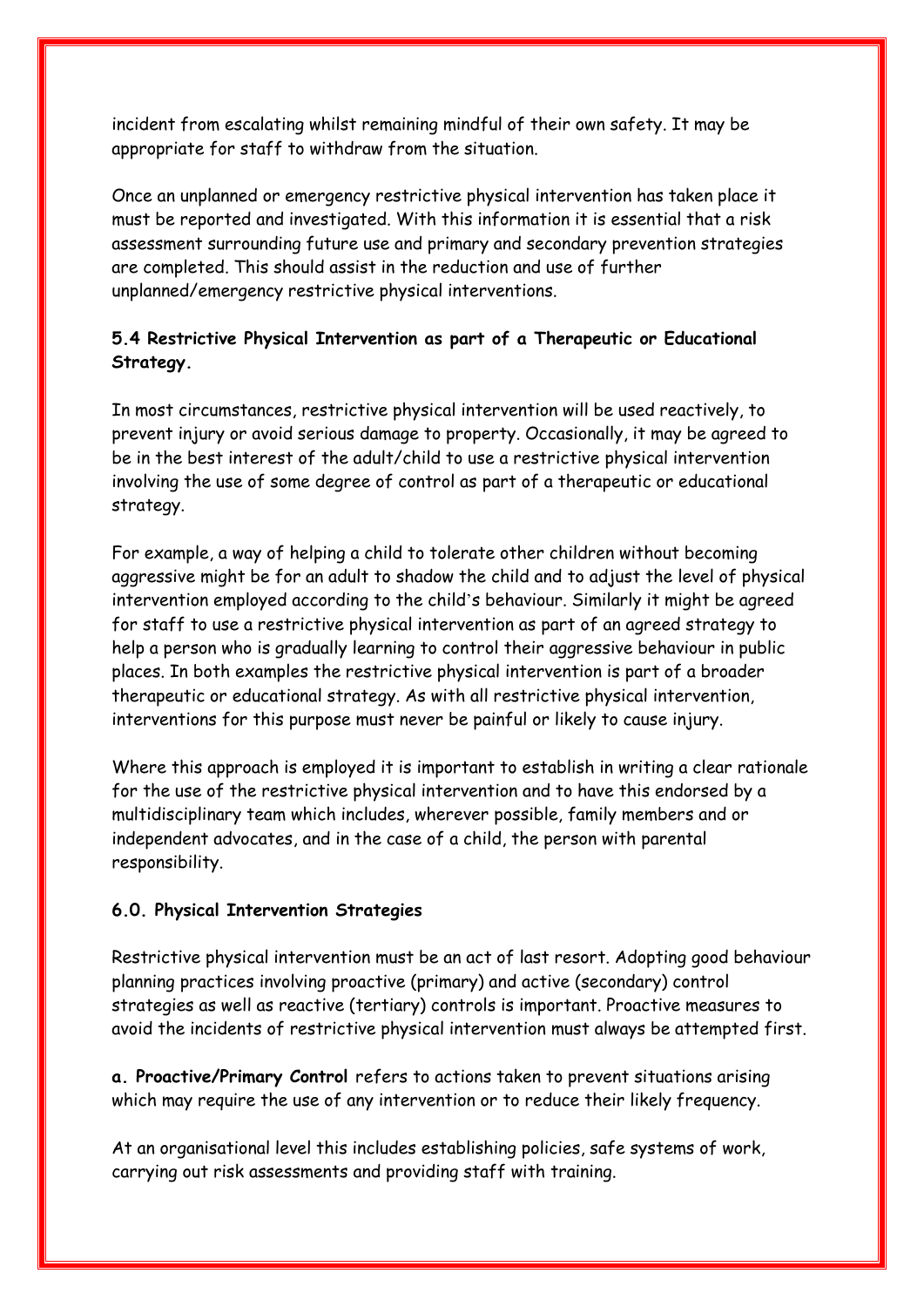incident from escalating whilst remaining mindful of their own safety. It may be appropriate for staff to withdraw from the situation.

Once an unplanned or emergency restrictive physical intervention has taken place it must be reported and investigated. With this information it is essential that a risk assessment surrounding future use and primary and secondary prevention strategies are completed. This should assist in the reduction and use of further unplanned/emergency restrictive physical interventions.

### 5.4 Restrictive Physical Intervention as part of a Therapeutic or Educational Strategy.

In most circumstances, restrictive physical intervention will be used reactively, to prevent injury or avoid serious damage to property. Occasionally, it may be agreed to be in the best interest of the adult/child to use a restrictive physical intervention involving the use of some degree of control as part of a therapeutic or educational strategy.

For example, a way of helping a child to tolerate other children without becoming aggressive might be for an adult to shadow the child and to adjust the level of physical intervention employed according to the child's behaviour. Similarly it might be agreed for staff to use a restrictive physical intervention as part of an agreed strategy to help a person who is gradually learning to control their aggressive behaviour in public places. In both examples the restrictive physical intervention is part of a broader therapeutic or educational strategy. As with all restrictive physical intervention, interventions for this purpose must never be painful or likely to cause injury.

Where this approach is employed it is important to establish in writing a clear rationale for the use of the restrictive physical intervention and to have this endorsed by a multidisciplinary team which includes, wherever possible, family members and or independent advocates, and in the case of a child, the person with parental responsibility.

## 6.0. Physical Intervention Strategies

Restrictive physical intervention must be an act of last resort. Adopting good behaviour planning practices involving proactive (primary) and active (secondary) control strategies as well as reactive (tertiary) controls is important. Proactive measures to avoid the incidents of restrictive physical intervention must always be attempted first.

**a. Proactive/Primary Control** refers to actions taken to prevent situations arising which may require the use of any intervention or to reduce their likely frequency.

At an organisational level this includes establishing policies, safe systems of work, carrying out risk assessments and providing staff with training.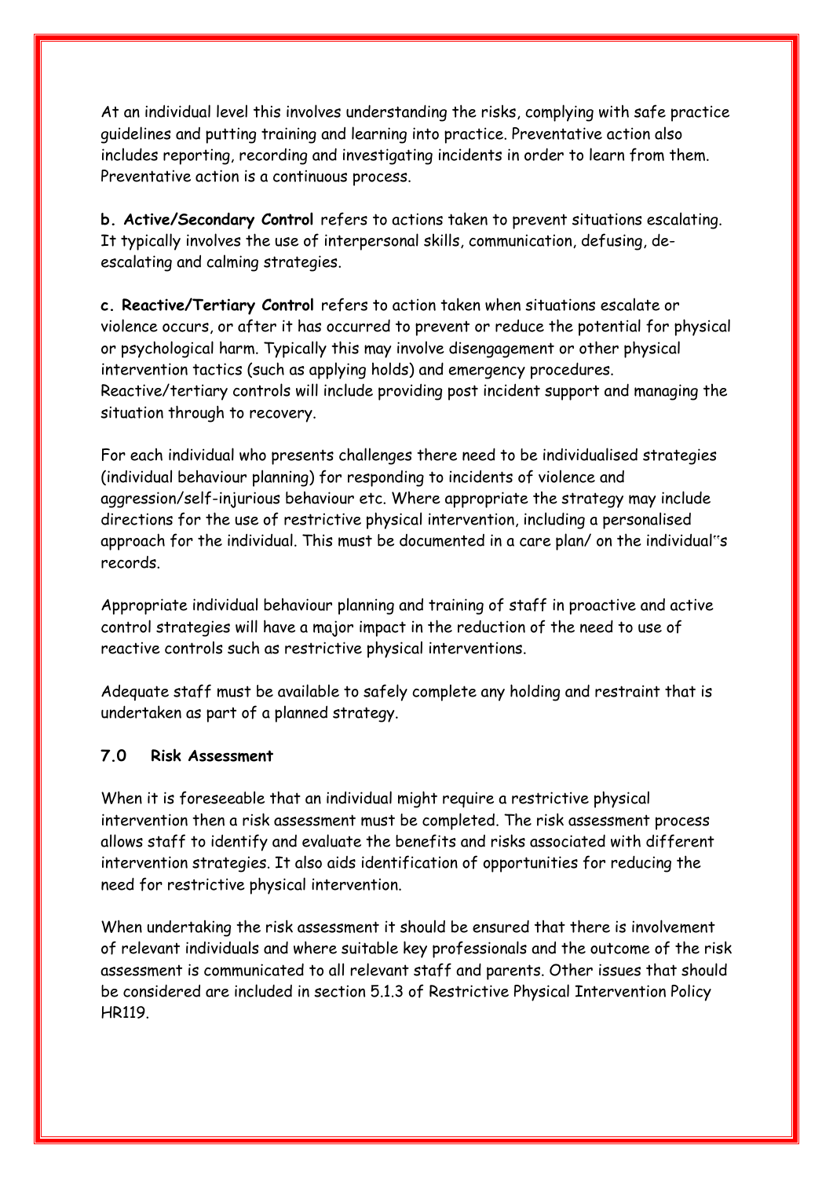At an individual level this involves understanding the risks, complying with safe practice guidelines and putting training and learning into practice. Preventative action also includes reporting, recording and investigating incidents in order to learn from them. Preventative action is a continuous process.

**b. Active/Secondary Control** refers to actions taken to prevent situations escalating. It typically involves the use of interpersonal skills, communication, defusing, de-escalating and calming strategies.

**c. Reactive/Tertiary Control** refers to action taken when situations escalate or violence occurs, or after it has occurred to prevent or reduce the potential for physical or psychological harm. Typically this may involve disengagement or other physical intervention tactics (such as applying holds) and emergency procedures. Reactive/tertiary controls will include providing post incident support and managing the situation through to recovery.

For each individual who presents challenges there need to be individualised strategies (individual behaviour planning) for responding to incidents of violence and aggression/self-injurious behaviour etc. Where appropriate the strategy may include directions for the use of restrictive physical intervention, including a personalised approach for the individual. This must be documented in a care plan/ on the individual"s records.

Appropriate individual behaviour planning and training of staff in proactive and active control strategies will have a major impact in the reduction of the need to use of reactive controls such as restrictive physical interventions.

Adequate staff must be available to safely complete any holding and restraint that is undertaken as part of a planned strategy.

### 7.0 Risk Assessment

When it is foreseeable that an individual might require a restrictive physical intervention then a risk assessment must be completed. The risk assessment process allows staff to identify and evaluate the benefits and risks associated with different intervention strategies. It also aids identification of opportunities for reducing the need for restrictive physical intervention.

When undertaking the risk assessment it should be ensured that there is involvement of relevant individuals and where suitable key professionals and the outcome of the risk assessment is communicated to all relevant staff and parents. Other issues that should be considered are included in section 5.1.3 of Restrictive Physical Intervention Policy HR119.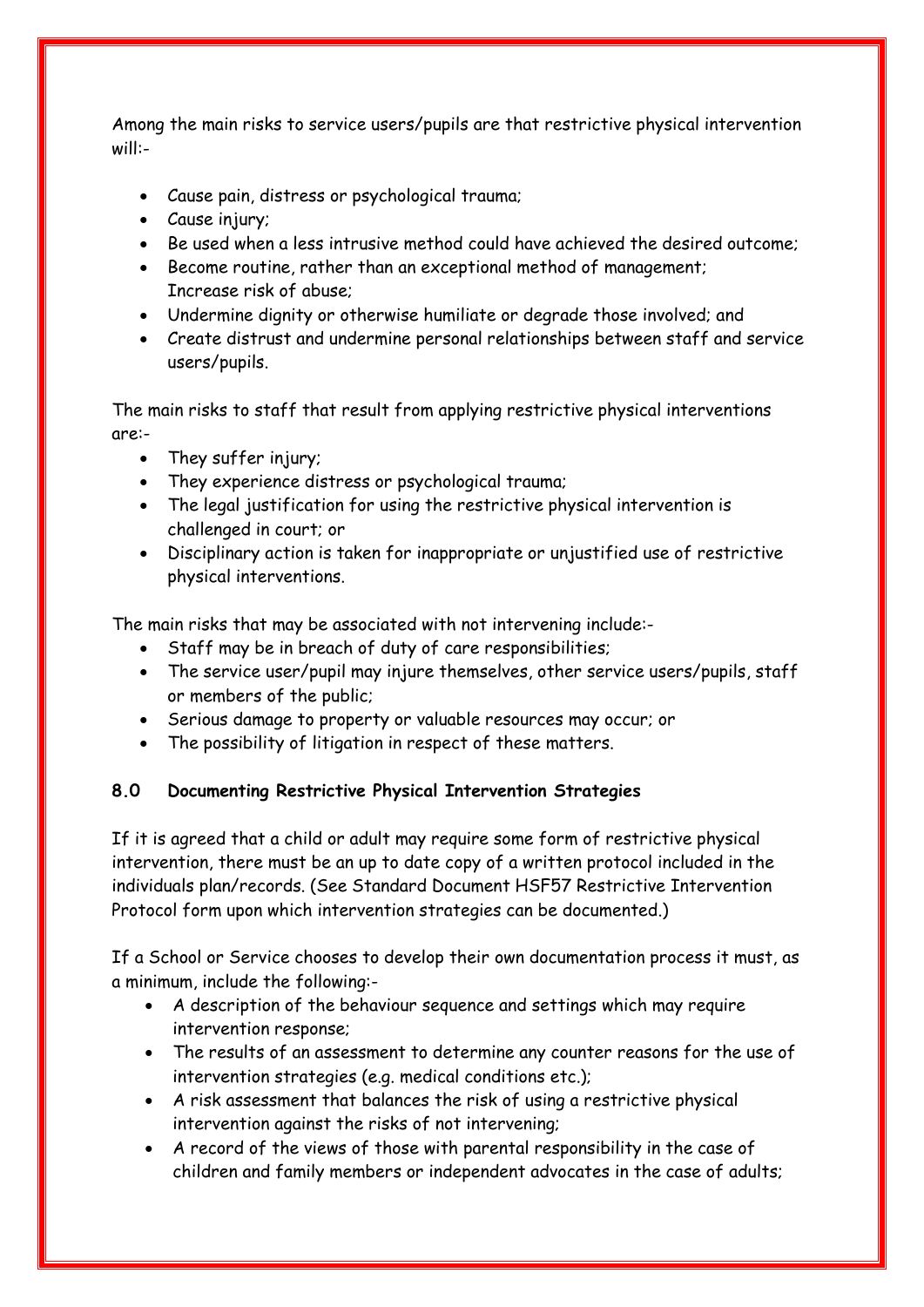Among the main risks to service users/pupils are that restrictive physical intervention will:-

- Cause pain, distress or psychological trauma;
- Cause injury;
- Be used when a less intrusive method could have achieved the desired outcome;
- Become routine, rather than an exceptional method of management; Increase risk of abuse;
- Undermine dignity or otherwise humiliate or degrade those involved; and
- Create distrust and undermine personal relationships between staff and service users/pupils.

The main risks to staff that result from applying restrictive physical interventions are:-

- They suffer injury;
- They experience distress or psychological trauma;
- The legal justification for using the restrictive physical intervention is challenged in court; or
- Disciplinary action is taken for inappropriate or unjustified use of restrictive physical interventions.

The main risks that may be associated with not intervening include:-

- Staff may be in breach of duty of care responsibilities;
- The service user/pupil may injure themselves, other service users/pupils, staff or members of the public;
- Serious damage to property or valuable resources may occur; or
- The possibility of litigation in respect of these matters.

**8.0 Documenting Restrictive Physical Intervention Strategies**

If it is agreed that a child or adult may require some form of restrictive physical intervention, there must be an up to date copy of a written protocol included in the individuals plan/records. (See Standard Document HSF57 Restrictive Intervention Protocol form upon which intervention strategies can be documented.)

If a School or Service chooses to develop their own documentation process it must, as a minimum, include the following:-

- A description of the behaviour sequence and settings which may require intervention response;
- The results of an assessment to determine any counter reasons for the use of intervention strategies (e.g. medical conditions etc.);
- A risk assessment that balances the risk of using a restrictive physical intervention against the risks of not intervening;
- A record of the views of those with parental responsibility in the case of children and family members or independent advocates in the case of adults;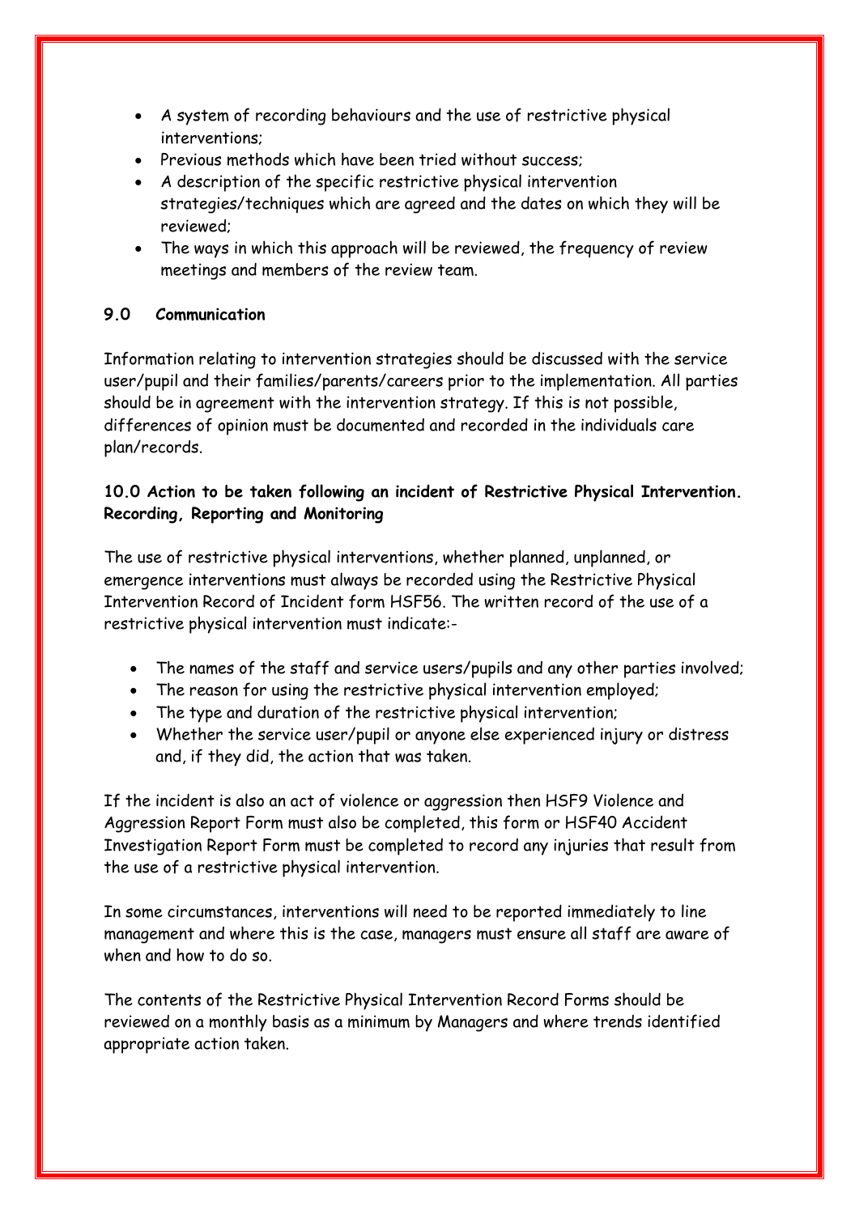- A system of recording behaviours and the use of restrictive physical interventions;
- Previous methods which have been tried without success;
- A description of the specific restrictive physical intervention strategies/techniques which are agreed and the dates on which they will be reviewed;
- The ways in which this approach will be reviewed, the frequency of review meetings and members of the review team.

## 9.0 Communication

Information relating to intervention strategies should be discussed with the service user/pupil and their families/parents/careers prior to the implementation. All parties should be in agreement with the intervention strategy. If this is not possible, differences of opinion must be documented and recorded in the individuals care plan/records.

## 10.0 Action to be taken following an incident of Restrictive Physical Intervention. Recording, Reporting and Monitoring

The use of restrictive physical interventions, whether planned, unplanned, or emergence interventions must always be recorded using the Restrictive Physical Intervention Record of Incident form HSF56. The written record of the use of a restrictive physical intervention must indicate:-

- The names of the staff and service users/pupils and any other parties involved;
- The reason for using the restrictive physical intervention employed;
- The type and duration of the restrictive physical intervention;
- Whether the service user/pupil or anyone else experienced injury or distress and, if they did, the action that was taken.

If the incident is also an act of violence or aggression then HSF9 Violence and Aggression Report Form must also be completed, this form or HSF40 Accident Investigation Report Form must be completed to record any injuries that result from the use of a restrictive physical intervention.

In some circumstances, interventions will need to be reported immediately to line management and where this is the case, managers must ensure all staff are aware of when and how to do so.

The contents of the Restrictive Physical Intervention Record Forms should be reviewed on a monthly basis as a minimum by Managers and where trends identified appropriate action taken.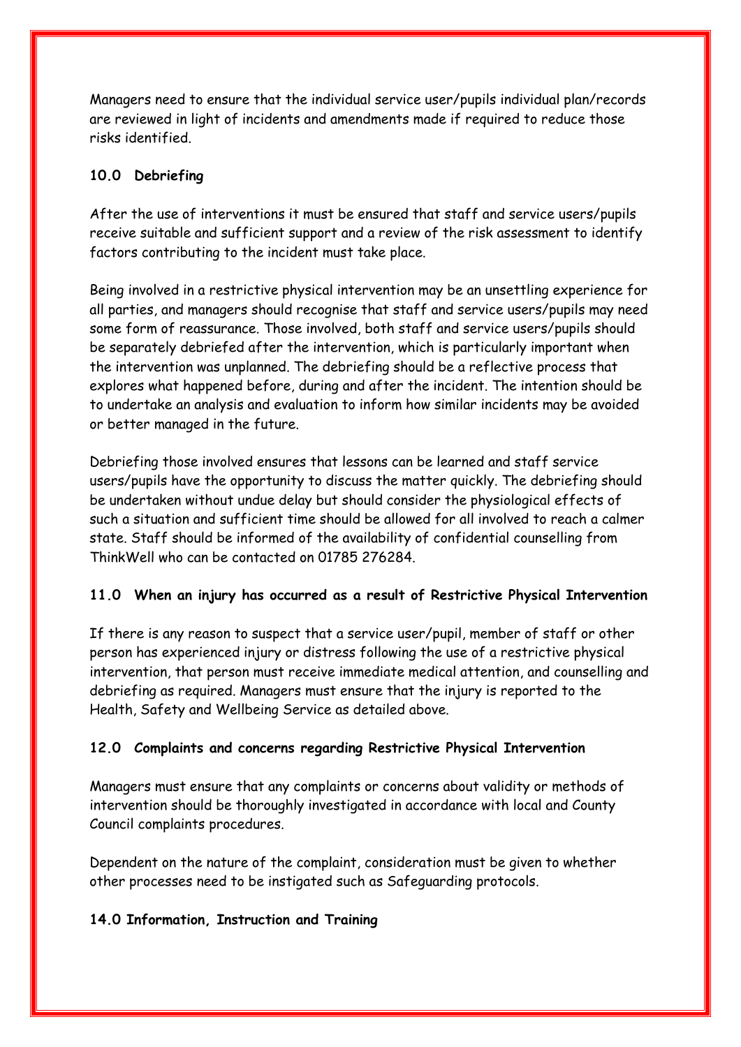Managers need to ensure that the individual service user/pupils individual plan/records are reviewed in light of incidents and amendments made if required to reduce those risks identified.

## 10.0 Debriefing

After the use of interventions it must be ensured that staff and service users/pupils receive suitable and sufficient support and a review of the risk assessment to identify factors contributing to the incident must take place.

Being involved in a restrictive physical intervention may be an unsettling experience for all parties, and managers should recognise that staff and service users/pupils may need some form of reassurance. Those involved, both staff and service users/pupils should be separately debriefed after the intervention, which is particularly important when the intervention was unplanned. The debriefing should be a reflective process that explores what happened before, during and after the incident. The intention should be to undertake an analysis and evaluation to inform how similar incidents may be avoided or better managed in the future.

Debriefing those involved ensures that lessons can be learned and staff service users/pupils have the opportunity to discuss the matter quickly. The debriefing should be undertaken without undue delay but should consider the physiological effects of such a situation and sufficient time should be allowed for all involved to reach a calmer state. Staff should be informed of the availability of confidential counselling from ThinkWell who can be contacted on 01785 276284.

## 11.0 When an injury has occurred as a result of Restrictive Physical Intervention

If there is any reason to suspect that a service user/pupil, member of staff or other person has experienced injury or distress following the use of a restrictive physical intervention, that person must receive immediate medical attention, and counselling and debriefing as required. Managers must ensure that the injury is reported to the Health, Safety and Wellbeing Service as detailed above.

## 12.0 Complaints and concerns regarding Restrictive Physical Intervention

Managers must ensure that any complaints or concerns about validity or methods of intervention should be thoroughly investigated in accordance with local and County Council complaints procedures.

Dependent on the nature of the complaint, consideration must be given to whether other processes need to be instigated such as Safeguarding protocols.

## 14.0 Information, Instruction and Training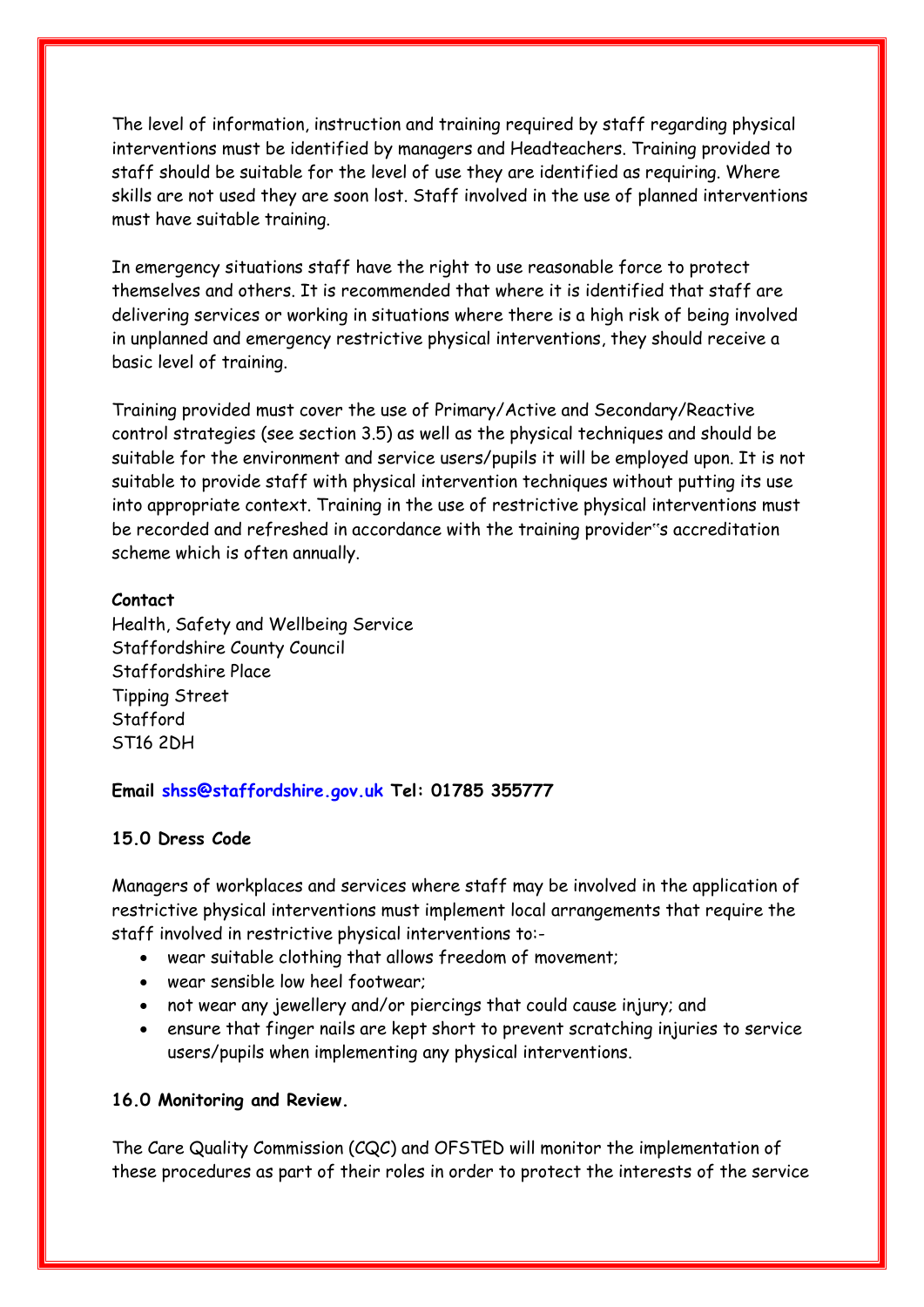The level of information, instruction and training required by staff regarding physical interventions must be identified by managers and Headteachers. Training provided to staff should be suitable for the level of use they are identified as requiring. Where skills are not used they are soon lost. Staff involved in the use of planned interventions must have suitable training.

In emergency situations staff have the right to use reasonable force to protect themselves and others. It is recommended that where it is identified that staff are delivering services or working in situations where there is a high risk of being involved in unplanned and emergency restrictive physical interventions, they should receive a basic level of training.

Training provided must cover the use of Primary/Active and Secondary/Reactive control strategies (see section 3.5) as well as the physical techniques and should be suitable for the environment and service users/pupils it will be employed upon. It is not suitable to provide staff with physical intervention techniques without putting its use into appropriate context. Training in the use of restrictive physical interventions must be recorded and refreshed in accordance with the training provider‟s accreditation scheme which is often annually.

**Contact**
Health, Safety and Wellbeing Service
Staffordshire County Council
Staffordshire Place
Tipping Street
Stafford
ST16 2DH

**Email shss@staffordshire.gov.uk Tel: 01785 355777**

**15.0 Dress Code**

Managers of workplaces and services where staff may be involved in the application of restrictive physical interventions must implement local arrangements that require the staff involved in restrictive physical interventions to:-

- wear suitable clothing that allows freedom of movement;
- wear sensible low heel footwear;
- not wear any jewellery and/or piercings that could cause injury; and
- ensure that finger nails are kept short to prevent scratching injuries to service users/pupils when implementing any physical interventions.

**16.0 Monitoring and Review.**

The Care Quality Commission (CQC) and OFSTED will monitor the implementation of these procedures as part of their roles in order to protect the interests of the service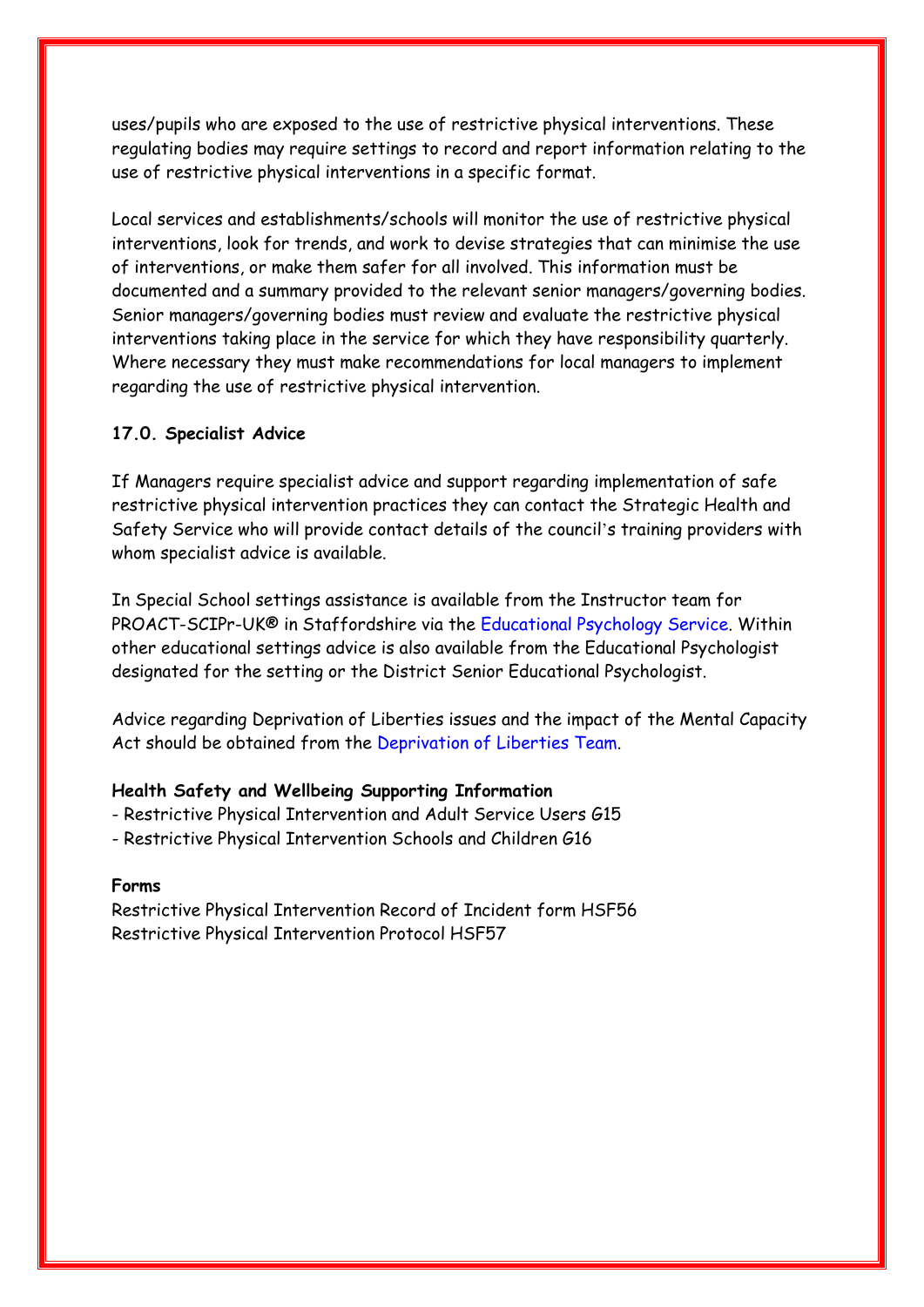uses/pupils who are exposed to the use of restrictive physical interventions. These regulating bodies may require settings to record and report information relating to the use of restrictive physical interventions in a specific format.

Local services and establishments/schools will monitor the use of restrictive physical interventions, look for trends, and work to devise strategies that can minimise the use of interventions, or make them safer for all involved. This information must be documented and a summary provided to the relevant senior managers/governing bodies. Senior managers/governing bodies must review and evaluate the restrictive physical interventions taking place in the service for which they have responsibility quarterly. Where necessary they must make recommendations for local managers to implement regarding the use of restrictive physical intervention.

**17.0. Specialist Advice**

If Managers require specialist advice and support regarding implementation of safe restrictive physical intervention practices they can contact the Strategic Health and Safety Service who will provide contact details of the council's training providers with whom specialist advice is available.

In Special School settings assistance is available from the Instructor team for PROACT-SCIPr-UK® in Staffordshire via the Educational Psychology Service. Within other educational settings advice is also available from the Educational Psychologist designated for the setting or the District Senior Educational Psychologist.

Advice regarding Deprivation of Liberties issues and the impact of the Mental Capacity Act should be obtained from the Deprivation of Liberties Team.

**Health Safety and Wellbeing Supporting Information**

- Restrictive Physical Intervention and Adult Service Users G15
- Restrictive Physical Intervention Schools and Children G16

**Forms**

Restrictive Physical Intervention Record of Incident form HSF56
Restrictive Physical Intervention Protocol HSF57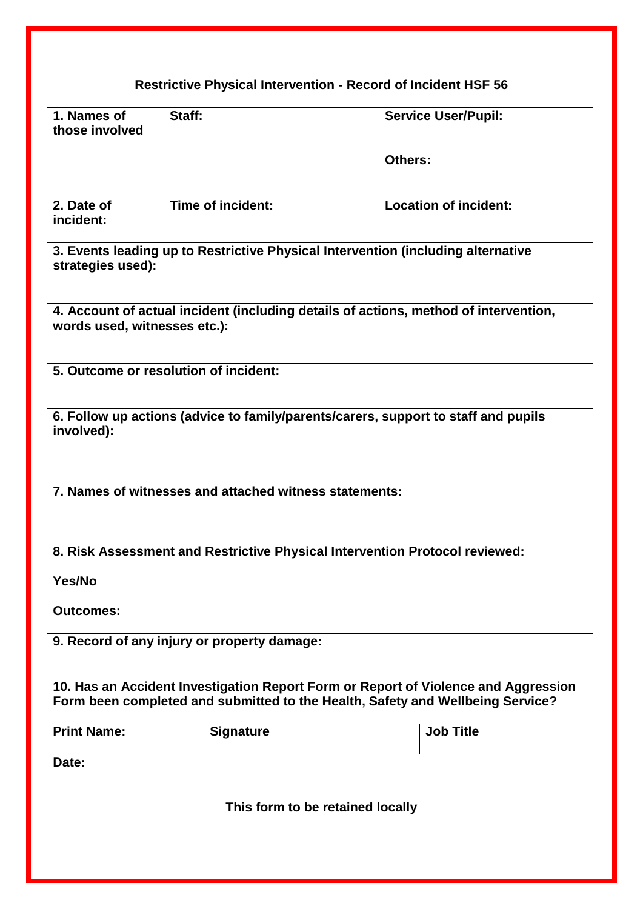## Restrictive Physical Intervention - Record of Incident HSF 56

| **1. Names of those involved** | **Staff:** | **Service User/Pupil:**<br><br>**Others:** |
|---|---|---|
| **2. Date of incident:** | **Time of incident:** | **Location of incident:** |

**3. Events leading up to Restrictive Physical Intervention (including alternative strategies used):**

**4. Account of actual incident (including details of actions, method of intervention, words used, witnesses etc.):**

**5. Outcome or resolution of incident:**

**6. Follow up actions (advice to family/parents/carers, support to staff and pupils involved):**

**7. Names of witnesses and attached witness statements:**

**8. Risk Assessment and Restrictive Physical Intervention Protocol reviewed:**

**Yes/No**

**Outcomes:**

**9. Record of any injury or property damage:**

**10. Has an Accident Investigation Report Form or Report of Violence and Aggression Form been completed and submitted to the Health, Safety and Wellbeing Service?**

| **Print Name:** | **Signature** | **Job Title** |
|---|---|---|
| **Date:** | | |

**This form to be retained locally**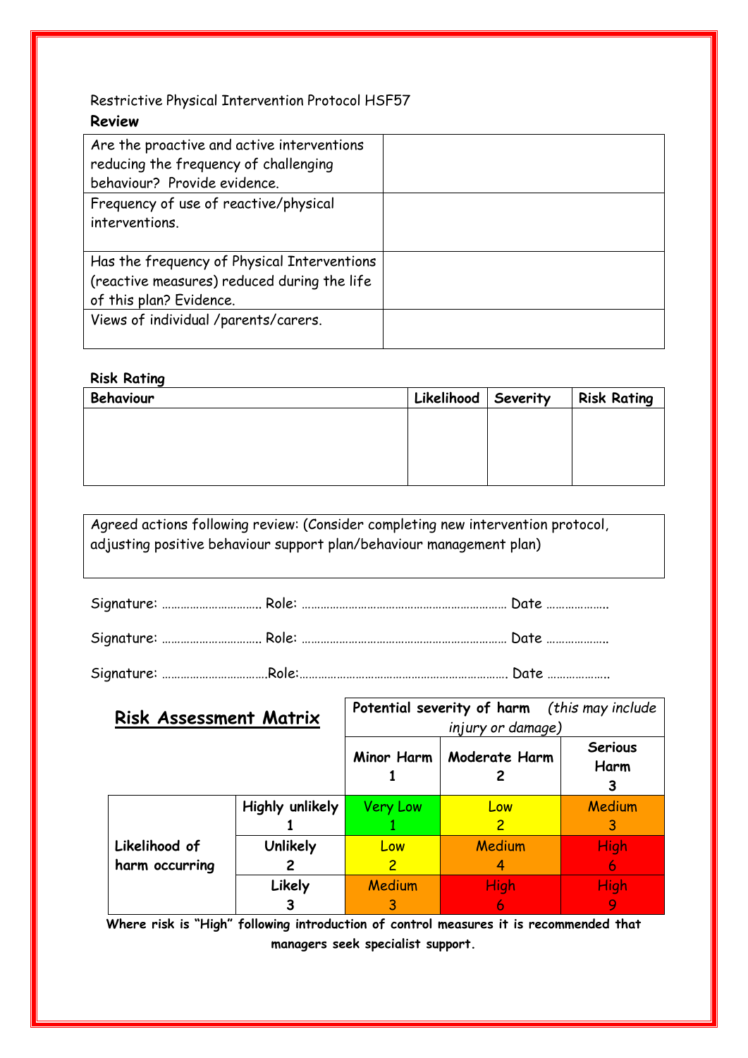Restrictive Physical Intervention Protocol HSF57

**Review**

| | |
|---|---|
| Are the proactive and active interventions reducing the frequency of challenging behaviour? Provide evidence. | |
| Frequency of use of reactive/physical interventions. | |
| Has the frequency of Physical Interventions (reactive measures) reduced during the life of this plan? Evidence. | |
| Views of individual /parents/carers. | |

**Risk Rating**

| Behaviour | Likelihood | Severity | Risk Rating |
|---|---|---|---|
| | | | |

| |
|---|
| Agreed actions following review: (Consider completing new intervention protocol, adjusting positive behaviour support plan/behaviour management plan) |

Signature: …………………………. Role: ………………………………………………………… Date ………………..

Signature: …………………………. Role: ………………………………………………………… Date ………………..

Signature: ……………………………Role:…………………………………………………………. Date ………………..

## Risk Assessment Matrix

| | | **Potential severity of harm** *(this may include injury or damage)* | | |
|---|---|---|---|---|
| | | **Minor Harm 1** | **Moderate Harm 2** | **Serious Harm 3** |
| **Likelihood of harm occurring** | **Highly unlikely 1** | Very Low 1 | Low 2 | Medium 3 |
| | **Unlikely 2** | Low 2 | Medium 4 | High 6 |
| | **Likely 3** | Medium 3 | High 6 | High 9 |

**Where risk is "High" following introduction of control measures it is recommended that managers seek specialist support.**